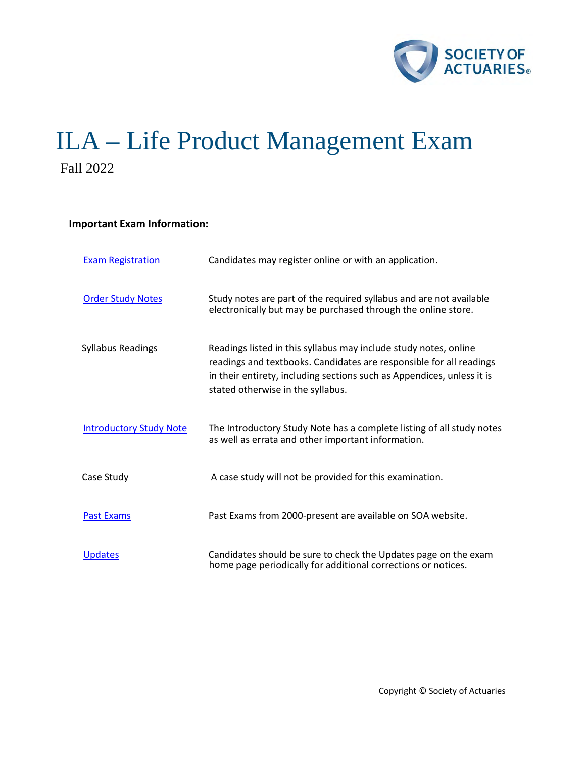# ILA – Life Product Management Exam

Fall 2022

**Important Exam Information:**

| | |
|---|---|
| Exam Registration | Candidates may register online or with an application. |
| Order Study Notes | Study notes are part of the required syllabus and are not available electronically but may be purchased through the online store. |
| Syllabus Readings | Readings listed in this syllabus may include study notes, online readings and textbooks. Candidates are responsible for all readings in their entirety, including sections such as Appendices, unless it is stated otherwise in the syllabus. |
| Introductory Study Note | The Introductory Study Note has a complete listing of all study notes as well as errata and other important information. |
| Case Study | A case study will not be provided for this examination. |
| Past Exams | Past Exams from 2000-present are available on SOA website. |
| Updates | Candidates should be sure to check the Updates page on the exam home page periodically for additional corrections or notices. |

Copyright © Society of Actuaries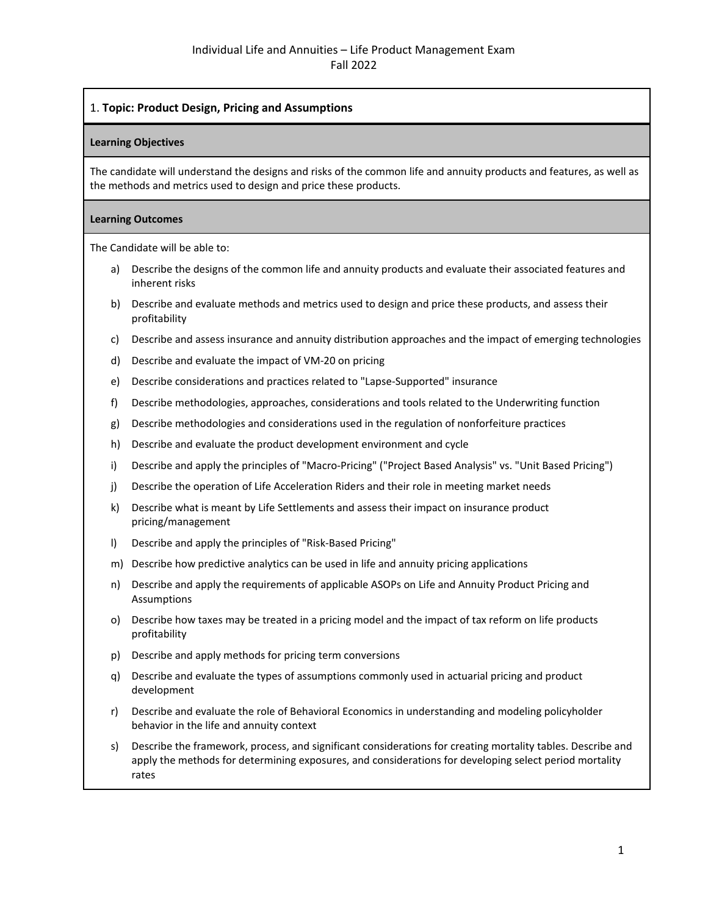Individual Life and Annuities – Life Product Management Exam
Fall 2022

## 1. **Topic: Product Design, Pricing and Assumptions**

### Learning Objectives

The candidate will understand the designs and risks of the common life and annuity products and features, as well as the methods and metrics used to design and price these products.

### Learning Outcomes

The Candidate will be able to:

a) Describe the designs of the common life and annuity products and evaluate their associated features and inherent risks

b) Describe and evaluate methods and metrics used to design and price these products, and assess their profitability

c) Describe and assess insurance and annuity distribution approaches and the impact of emerging technologies

d) Describe and evaluate the impact of VM-20 on pricing

e) Describe considerations and practices related to "Lapse-Supported" insurance

f) Describe methodologies, approaches, considerations and tools related to the Underwriting function

g) Describe methodologies and considerations used in the regulation of nonforfeiture practices

h) Describe and evaluate the product development environment and cycle

i) Describe and apply the principles of "Macro-Pricing" ("Project Based Analysis" vs. "Unit Based Pricing")

j) Describe the operation of Life Acceleration Riders and their role in meeting market needs

k) Describe what is meant by Life Settlements and assess their impact on insurance product pricing/management

l) Describe and apply the principles of "Risk-Based Pricing"

m) Describe how predictive analytics can be used in life and annuity pricing applications

n) Describe and apply the requirements of applicable ASOPs on Life and Annuity Product Pricing and Assumptions

o) Describe how taxes may be treated in a pricing model and the impact of tax reform on life products profitability

p) Describe and apply methods for pricing term conversions

q) Describe and evaluate the types of assumptions commonly used in actuarial pricing and product development

r) Describe and evaluate the role of Behavioral Economics in understanding and modeling policyholder behavior in the life and annuity context

s) Describe the framework, process, and significant considerations for creating mortality tables. Describe and apply the methods for determining exposures, and considerations for developing select period mortality rates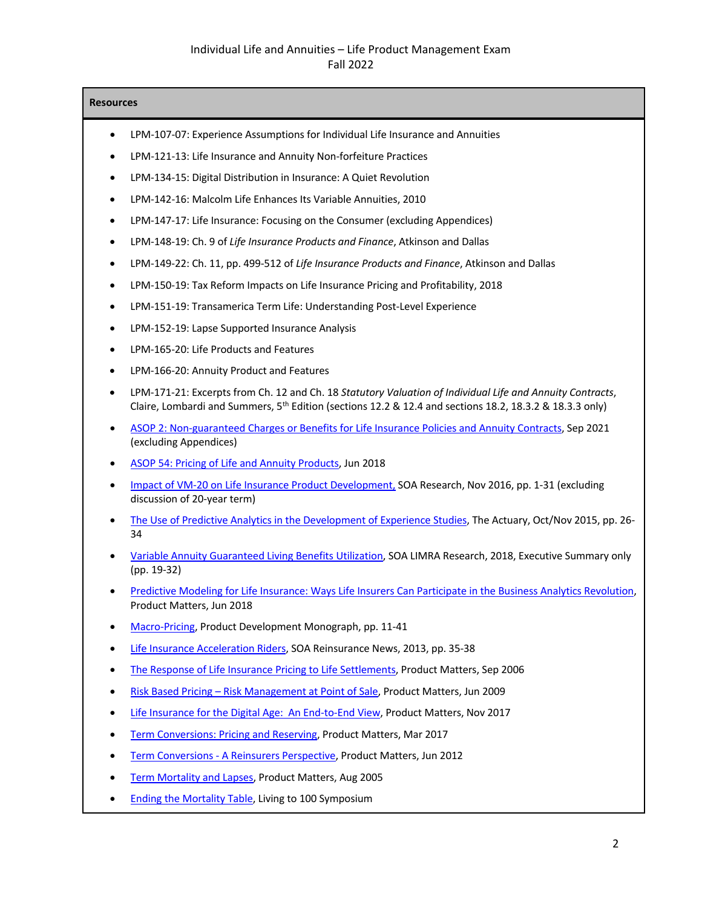Individual Life and Annuities – Life Product Management Exam
Fall 2022

**Resources**

- LPM-107-07: Experience Assumptions for Individual Life Insurance and Annuities
- LPM-121-13: Life Insurance and Annuity Non-forfeiture Practices
- LPM-134-15: Digital Distribution in Insurance: A Quiet Revolution
- LPM-142-16: Malcolm Life Enhances Its Variable Annuities, 2010
- LPM-147-17: Life Insurance: Focusing on the Consumer (excluding Appendices)
- LPM-148-19: Ch. 9 of *Life Insurance Products and Finance*, Atkinson and Dallas
- LPM-149-22: Ch. 11, pp. 499-512 of *Life Insurance Products and Finance*, Atkinson and Dallas
- LPM-150-19: Tax Reform Impacts on Life Insurance Pricing and Profitability, 2018
- LPM-151-19: Transamerica Term Life: Understanding Post-Level Experience
- LPM-152-19: Lapse Supported Insurance Analysis
- LPM-165-20: Life Products and Features
- LPM-166-20: Annuity Product and Features
- LPM-171-21: Excerpts from Ch. 12 and Ch. 18 *Statutory Valuation of Individual Life and Annuity Contracts*, Claire, Lombardi and Summers, 5th Edition (sections 12.2 & 12.4 and sections 18.2, 18.3.2 & 18.3.3 only)
- ASOP 2: Non-guaranteed Charges or Benefits for Life Insurance Policies and Annuity Contracts, Sep 2021 (excluding Appendices)
- ASOP 54: Pricing of Life and Annuity Products, Jun 2018
- Impact of VM-20 on Life Insurance Product Development, SOA Research, Nov 2016, pp. 1-31 (excluding discussion of 20-year term)
- The Use of Predictive Analytics in the Development of Experience Studies, The Actuary, Oct/Nov 2015, pp. 26-34
- Variable Annuity Guaranteed Living Benefits Utilization, SOA LIMRA Research, 2018, Executive Summary only (pp. 19-32)
- Predictive Modeling for Life Insurance: Ways Life Insurers Can Participate in the Business Analytics Revolution, Product Matters, Jun 2018
- Macro-Pricing, Product Development Monograph, pp. 11-41
- Life Insurance Acceleration Riders, SOA Reinsurance News, 2013, pp. 35-38
- The Response of Life Insurance Pricing to Life Settlements, Product Matters, Sep 2006
- Risk Based Pricing – Risk Management at Point of Sale, Product Matters, Jun 2009
- Life Insurance for the Digital Age: An End-to-End View, Product Matters, Nov 2017
- Term Conversions: Pricing and Reserving, Product Matters, Mar 2017
- Term Conversions - A Reinsurers Perspective, Product Matters, Jun 2012
- Term Mortality and Lapses, Product Matters, Aug 2005
- Ending the Mortality Table, Living to 100 Symposium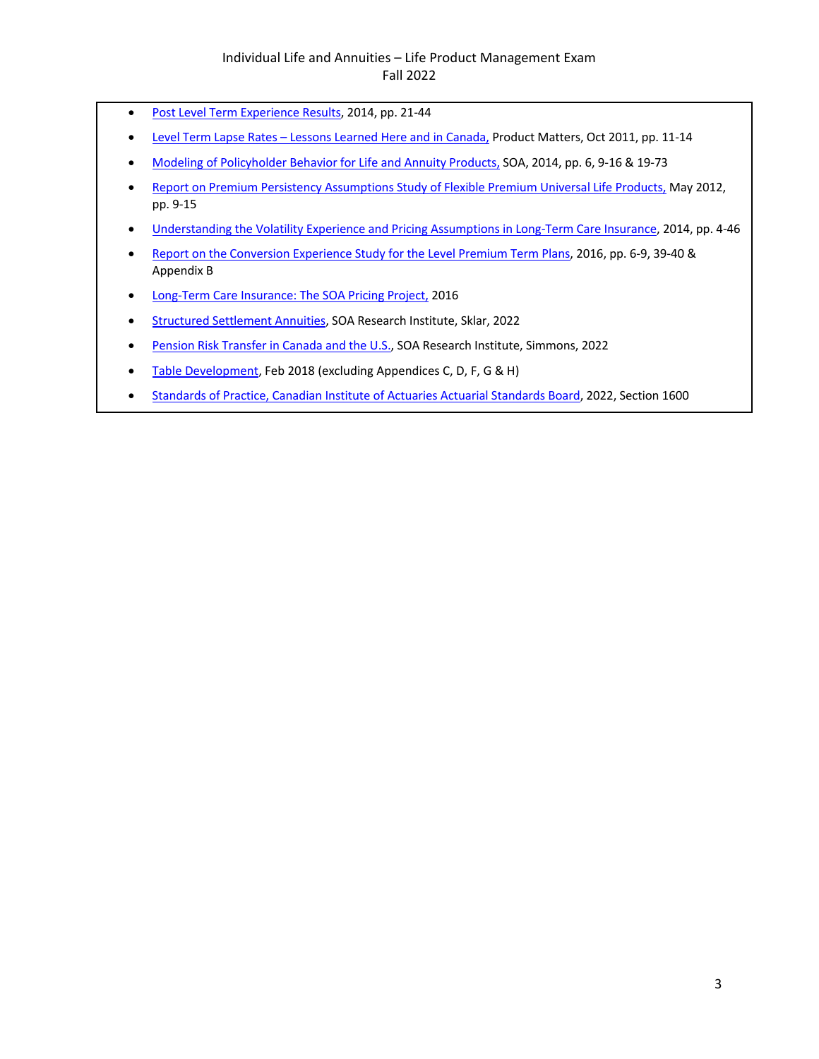- Post Level Term Experience Results, 2014, pp. 21-44
- Level Term Lapse Rates – Lessons Learned Here and in Canada, Product Matters, Oct 2011, pp. 11-14
- Modeling of Policyholder Behavior for Life and Annuity Products, SOA, 2014, pp. 6, 9-16 & 19-73
- Report on Premium Persistency Assumptions Study of Flexible Premium Universal Life Products, May 2012, pp. 9-15
- Understanding the Volatility Experience and Pricing Assumptions in Long-Term Care Insurance, 2014, pp. 4-46
- Report on the Conversion Experience Study for the Level Premium Term Plans, 2016, pp. 6-9, 39-40 & Appendix B
- Long-Term Care Insurance: The SOA Pricing Project, 2016
- Structured Settlement Annuities, SOA Research Institute, Sklar, 2022
- Pension Risk Transfer in Canada and the U.S., SOA Research Institute, Simmons, 2022
- Table Development, Feb 2018 (excluding Appendices C, D, F, G & H)
- Standards of Practice, Canadian Institute of Actuaries Actuarial Standards Board, 2022, Section 1600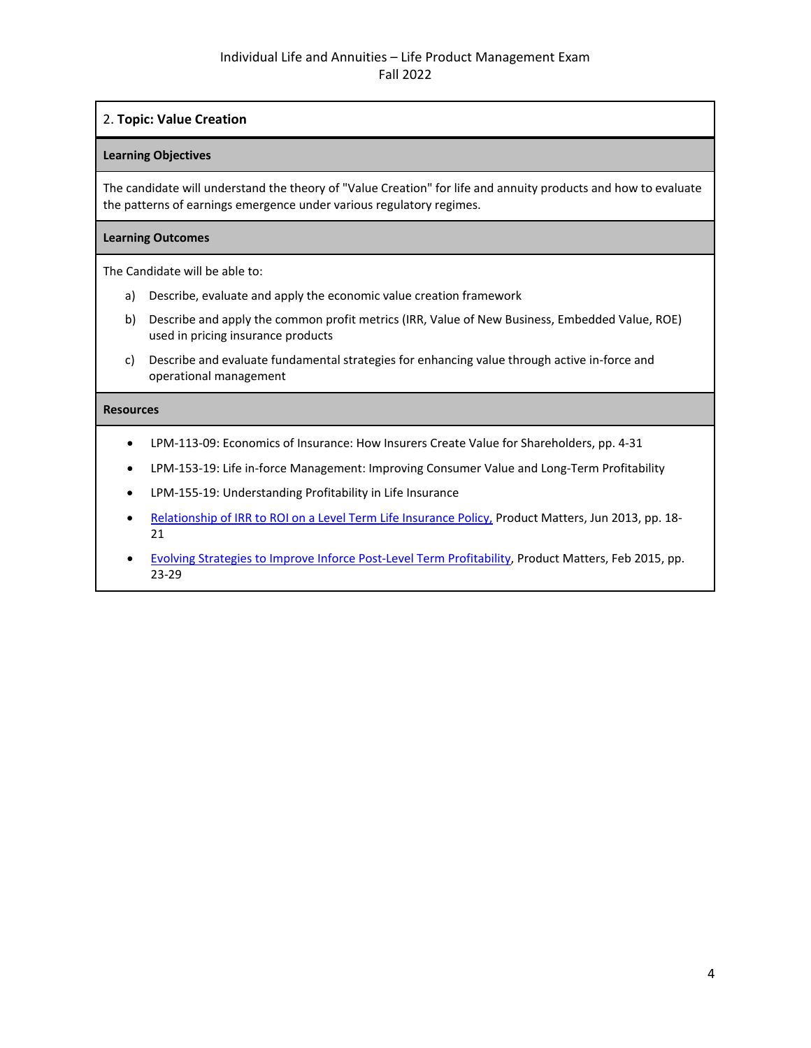## 2. **Topic: Value Creation**

**Learning Objectives**

The candidate will understand the theory of "Value Creation" for life and annuity products and how to evaluate the patterns of earnings emergence under various regulatory regimes.

**Learning Outcomes**

The Candidate will be able to:

a) Describe, evaluate and apply the economic value creation framework

b) Describe and apply the common profit metrics (IRR, Value of New Business, Embedded Value, ROE) used in pricing insurance products

c) Describe and evaluate fundamental strategies for enhancing value through active in-force and operational management

**Resources**

- LPM-113-09: Economics of Insurance: How Insurers Create Value for Shareholders, pp. 4-31
- LPM-153-19: Life in-force Management: Improving Consumer Value and Long-Term Profitability
- LPM-155-19: Understanding Profitability in Life Insurance
- Relationship of IRR to ROI on a Level Term Life Insurance Policy, Product Matters, Jun 2013, pp. 18-21
- Evolving Strategies to Improve Inforce Post-Level Term Profitability, Product Matters, Feb 2015, pp. 23-29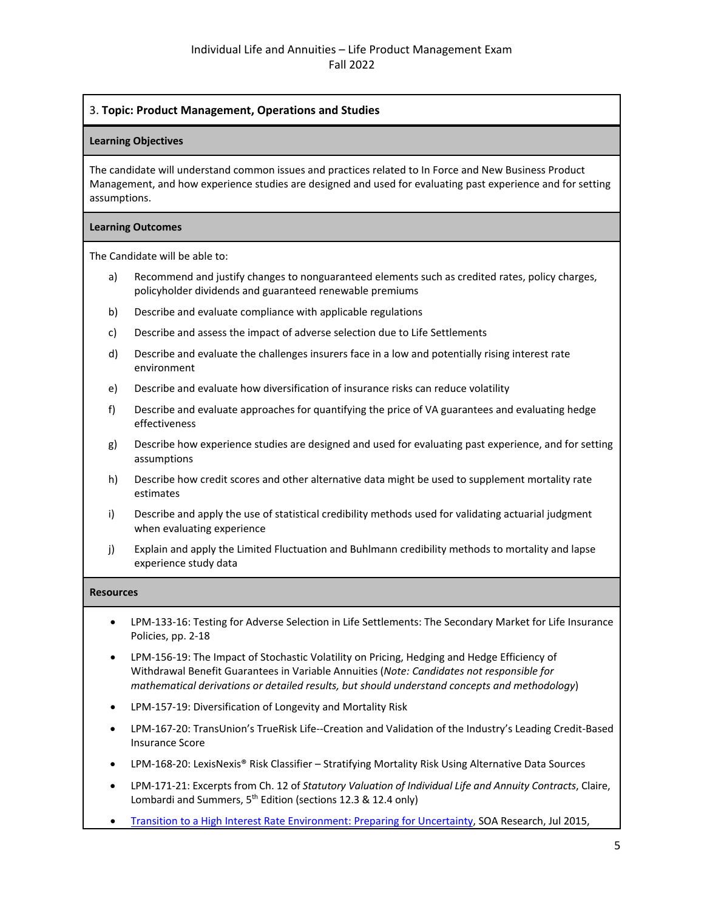## 3. Topic: Product Management, Operations and Studies

### Learning Objectives

The candidate will understand common issues and practices related to In Force and New Business Product Management, and how experience studies are designed and used for evaluating past experience and for setting assumptions.

### Learning Outcomes

The Candidate will be able to:

a) Recommend and justify changes to nonguaranteed elements such as credited rates, policy charges, policyholder dividends and guaranteed renewable premiums

b) Describe and evaluate compliance with applicable regulations

c) Describe and assess the impact of adverse selection due to Life Settlements

d) Describe and evaluate the challenges insurers face in a low and potentially rising interest rate environment

e) Describe and evaluate how diversification of insurance risks can reduce volatility

f) Describe and evaluate approaches for quantifying the price of VA guarantees and evaluating hedge effectiveness

g) Describe how experience studies are designed and used for evaluating past experience, and for setting assumptions

h) Describe how credit scores and other alternative data might be used to supplement mortality rate estimates

i) Describe and apply the use of statistical credibility methods used for validating actuarial judgment when evaluating experience

j) Explain and apply the Limited Fluctuation and Buhlmann credibility methods to mortality and lapse experience study data

### Resources

- LPM-133-16: Testing for Adverse Selection in Life Settlements: The Secondary Market for Life Insurance Policies, pp. 2-18
- LPM-156-19: The Impact of Stochastic Volatility on Pricing, Hedging and Hedge Efficiency of Withdrawal Benefit Guarantees in Variable Annuities (*Note: Candidates not responsible for mathematical derivations or detailed results, but should understand concepts and methodology*)
- LPM-157-19: Diversification of Longevity and Mortality Risk
- LPM-167-20: TransUnion's TrueRisk Life--Creation and Validation of the Industry's Leading Credit-Based Insurance Score
- LPM-168-20: LexisNexis® Risk Classifier – Stratifying Mortality Risk Using Alternative Data Sources
- LPM-171-21: Excerpts from Ch. 12 of *Statutory Valuation of Individual Life and Annuity Contracts*, Claire, Lombardi and Summers, 5th Edition (sections 12.3 & 12.4 only)
- Transition to a High Interest Rate Environment: Preparing for Uncertainty, SOA Research, Jul 2015,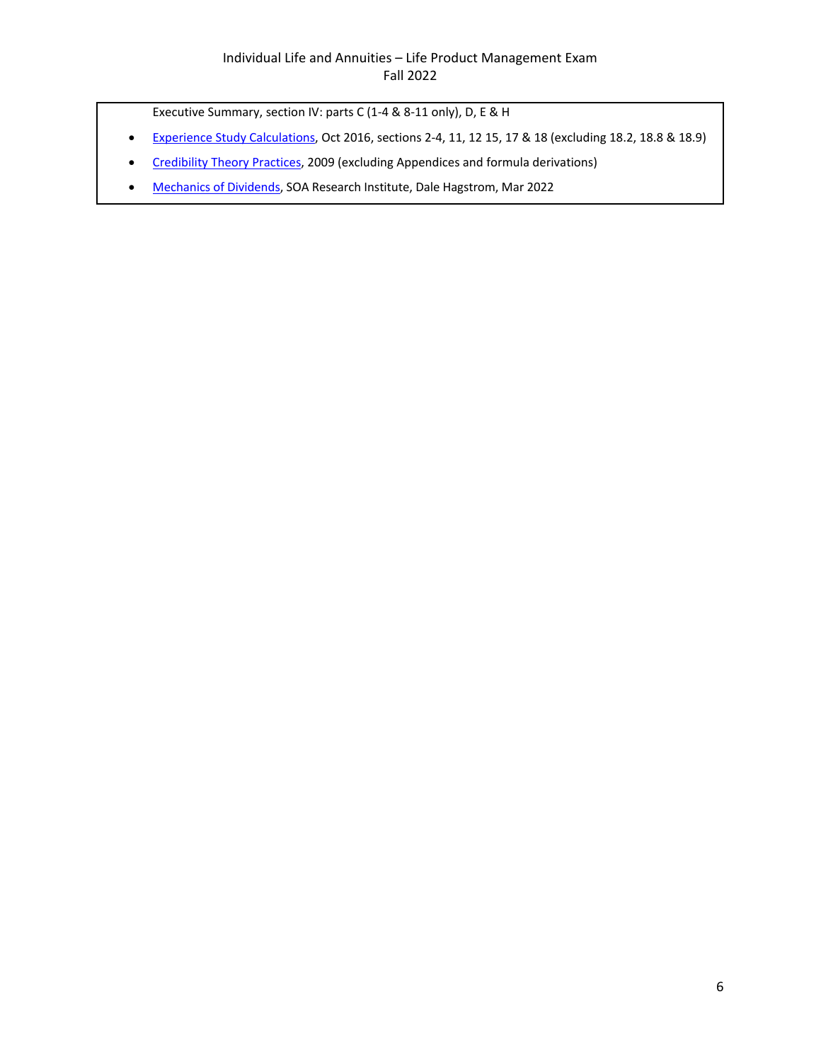Executive Summary, section IV: parts C (1-4 & 8-11 only), D, E & H

- Experience Study Calculations, Oct 2016, sections 2-4, 11, 12 15, 17 & 18 (excluding 18.2, 18.8 & 18.9)
- Credibility Theory Practices, 2009 (excluding Appendices and formula derivations)
- Mechanics of Dividends, SOA Research Institute, Dale Hagstrom, Mar 2022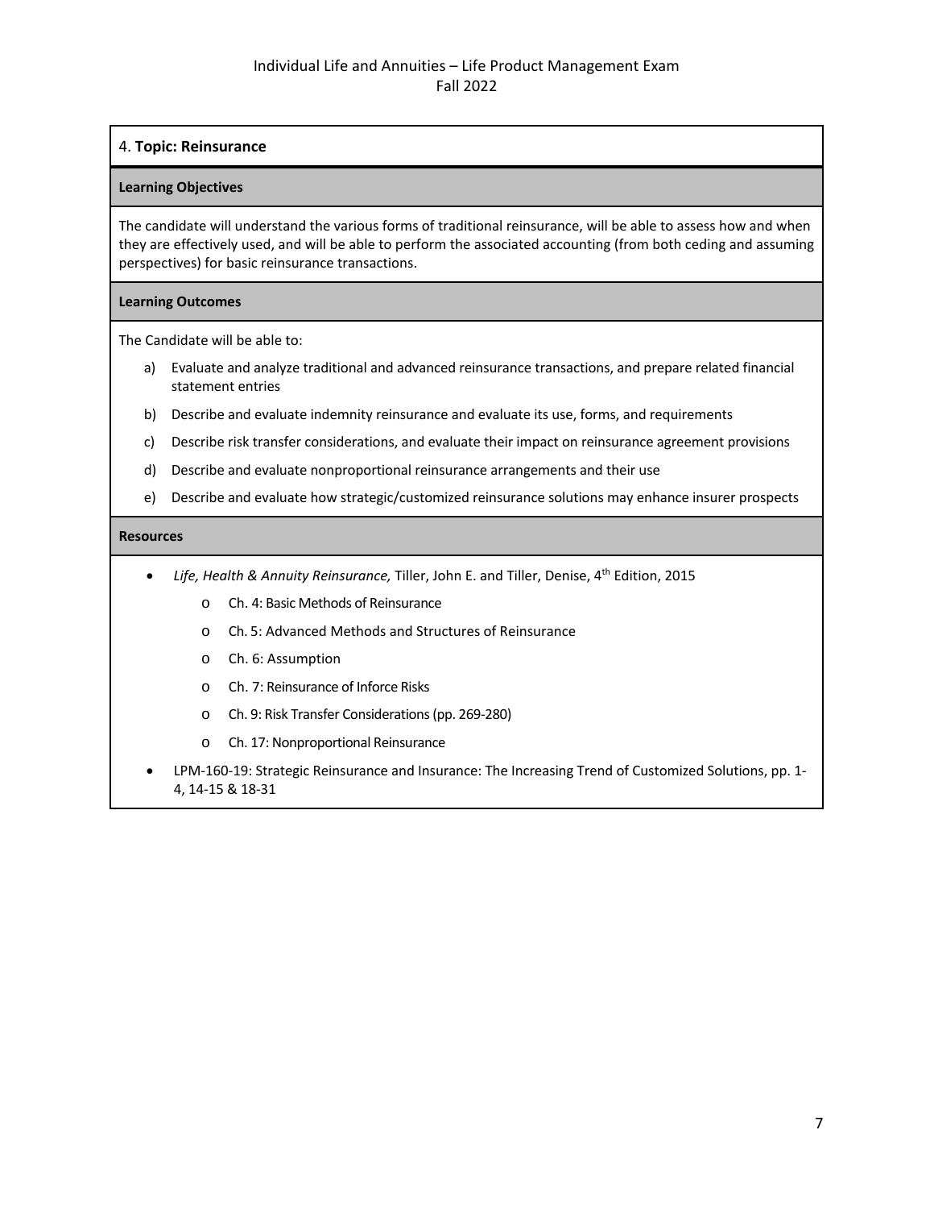## 4. **Topic: Reinsurance**

**Learning Objectives**

The candidate will understand the various forms of traditional reinsurance, will be able to assess how and when they are effectively used, and will be able to perform the associated accounting (from both ceding and assuming perspectives) for basic reinsurance transactions.

**Learning Outcomes**

The Candidate will be able to:

a) Evaluate and analyze traditional and advanced reinsurance transactions, and prepare related financial statement entries

b) Describe and evaluate indemnity reinsurance and evaluate its use, forms, and requirements

c) Describe risk transfer considerations, and evaluate their impact on reinsurance agreement provisions

d) Describe and evaluate nonproportional reinsurance arrangements and their use

e) Describe and evaluate how strategic/customized reinsurance solutions may enhance insurer prospects

**Resources**

- *Life, Health & Annuity Reinsurance,* Tiller, John E. and Tiller, Denise, 4th Edition, 2015
  - Ch. 4: Basic Methods of Reinsurance
  - Ch. 5: Advanced Methods and Structures of Reinsurance
  - Ch. 6: Assumption
  - Ch. 7: Reinsurance of Inforce Risks
  - Ch. 9: Risk Transfer Considerations (pp. 269-280)
  - Ch. 17: Nonproportional Reinsurance
- LPM-160-19: Strategic Reinsurance and Insurance: The Increasing Trend of Customized Solutions, pp. 1-4, 14-15 & 18-31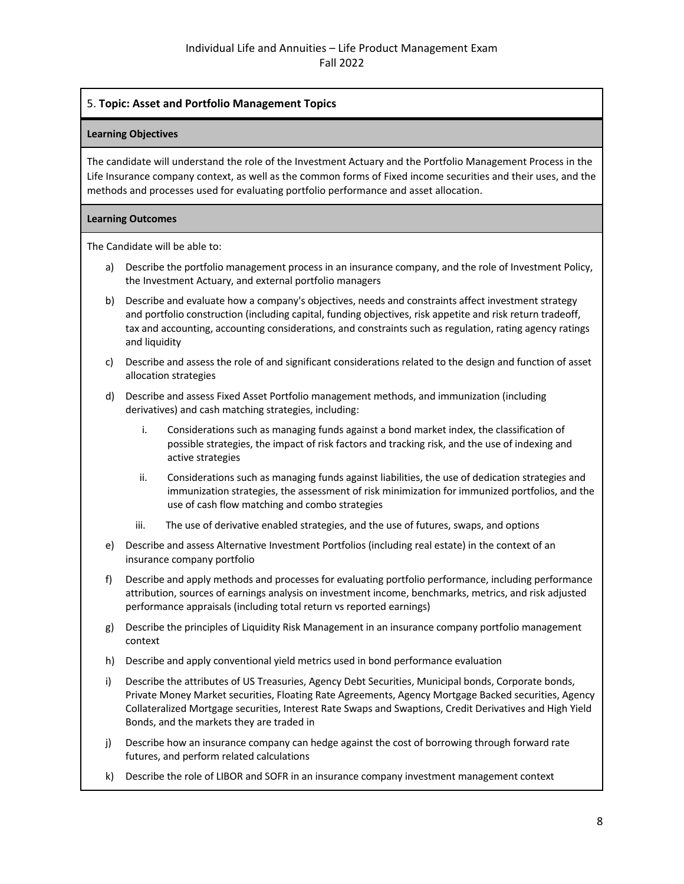## 5. Topic: Asset and Portfolio Management Topics

**Learning Objectives**

The candidate will understand the role of the Investment Actuary and the Portfolio Management Process in the Life Insurance company context, as well as the common forms of Fixed income securities and their uses, and the methods and processes used for evaluating portfolio performance and asset allocation.

**Learning Outcomes**

The Candidate will be able to:

a) Describe the portfolio management process in an insurance company, and the role of Investment Policy, the Investment Actuary, and external portfolio managers

b) Describe and evaluate how a company's objectives, needs and constraints affect investment strategy and portfolio construction (including capital, funding objectives, risk appetite and risk return tradeoff, tax and accounting, accounting considerations, and constraints such as regulation, rating agency ratings and liquidity

c) Describe and assess the role of and significant considerations related to the design and function of asset allocation strategies

d) Describe and assess Fixed Asset Portfolio management methods, and immunization (including derivatives) and cash matching strategies, including:

   i. Considerations such as managing funds against a bond market index, the classification of possible strategies, the impact of risk factors and tracking risk, and the use of indexing and active strategies

   ii. Considerations such as managing funds against liabilities, the use of dedication strategies and immunization strategies, the assessment of risk minimization for immunized portfolios, and the use of cash flow matching and combo strategies

   iii. The use of derivative enabled strategies, and the use of futures, swaps, and options

e) Describe and assess Alternative Investment Portfolios (including real estate) in the context of an insurance company portfolio

f) Describe and apply methods and processes for evaluating portfolio performance, including performance attribution, sources of earnings analysis on investment income, benchmarks, metrics, and risk adjusted performance appraisals (including total return vs reported earnings)

g) Describe the principles of Liquidity Risk Management in an insurance company portfolio management context

h) Describe and apply conventional yield metrics used in bond performance evaluation

i) Describe the attributes of US Treasuries, Agency Debt Securities, Municipal bonds, Corporate bonds, Private Money Market securities, Floating Rate Agreements, Agency Mortgage Backed securities, Agency Collateralized Mortgage securities, Interest Rate Swaps and Swaptions, Credit Derivatives and High Yield Bonds, and the markets they are traded in

j) Describe how an insurance company can hedge against the cost of borrowing through forward rate futures, and perform related calculations

k) Describe the role of LIBOR and SOFR in an insurance company investment management context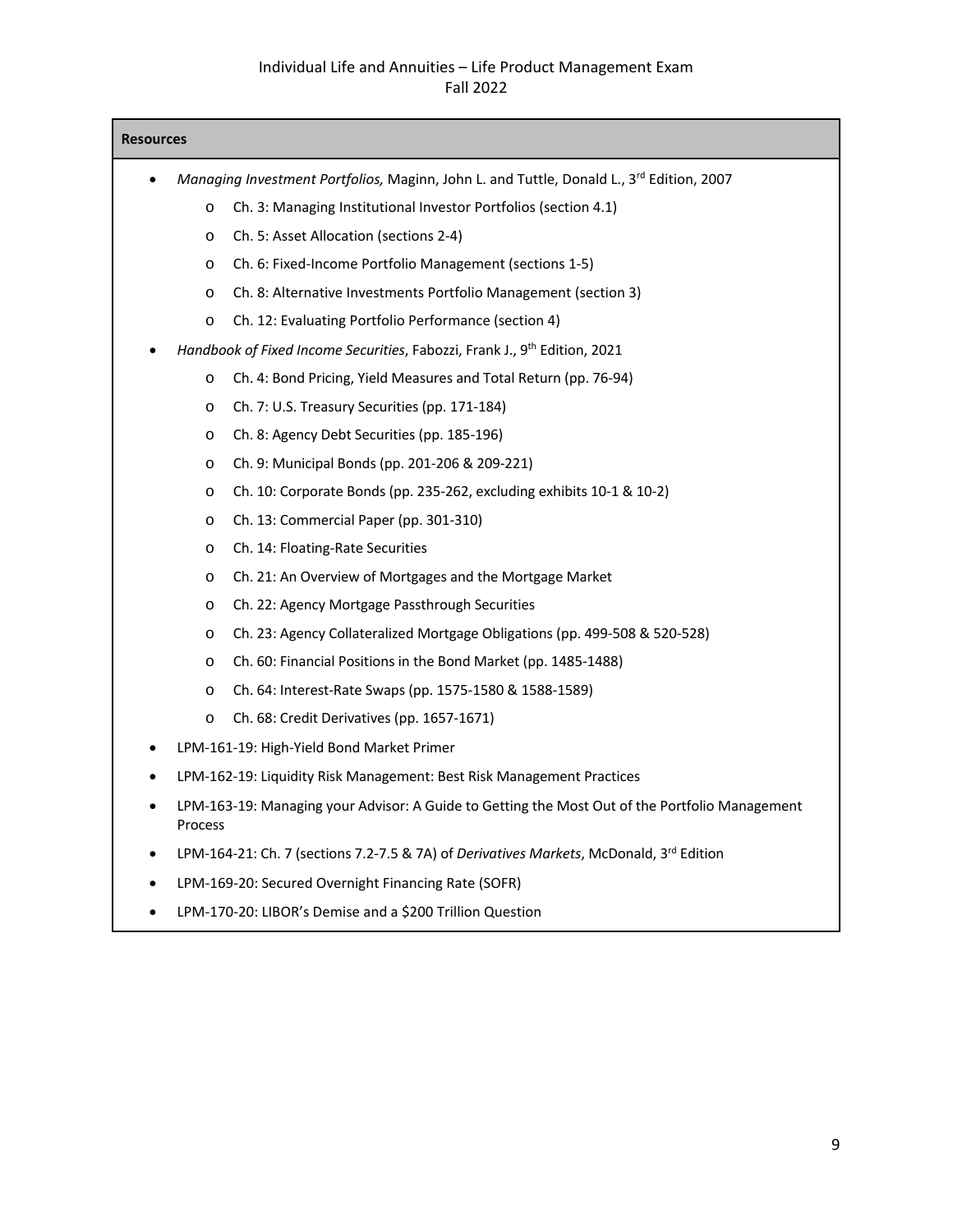**Resources**

- *Managing Investment Portfolios,* Maginn, John L. and Tuttle, Donald L., 3rd Edition, 2007
  - Ch. 3: Managing Institutional Investor Portfolios (section 4.1)
  - Ch. 5: Asset Allocation (sections 2-4)
  - Ch. 6: Fixed-Income Portfolio Management (sections 1-5)
  - Ch. 8: Alternative Investments Portfolio Management (section 3)
  - Ch. 12: Evaluating Portfolio Performance (section 4)
- *Handbook of Fixed Income Securities*, Fabozzi, Frank J., 9th Edition, 2021
  - Ch. 4: Bond Pricing, Yield Measures and Total Return (pp. 76-94)
  - Ch. 7: U.S. Treasury Securities (pp. 171-184)
  - Ch. 8: Agency Debt Securities (pp. 185-196)
  - Ch. 9: Municipal Bonds (pp. 201-206 & 209-221)
  - Ch. 10: Corporate Bonds (pp. 235-262, excluding exhibits 10-1 & 10-2)
  - Ch. 13: Commercial Paper (pp. 301-310)
  - Ch. 14: Floating-Rate Securities
  - Ch. 21: An Overview of Mortgages and the Mortgage Market
  - Ch. 22: Agency Mortgage Passthrough Securities
  - Ch. 23: Agency Collateralized Mortgage Obligations (pp. 499-508 & 520-528)
  - Ch. 60: Financial Positions in the Bond Market (pp. 1485-1488)
  - Ch. 64: Interest-Rate Swaps (pp. 1575-1580 & 1588-1589)
  - Ch. 68: Credit Derivatives (pp. 1657-1671)
- LPM-161-19: High-Yield Bond Market Primer
- LPM-162-19: Liquidity Risk Management: Best Risk Management Practices
- LPM-163-19: Managing your Advisor: A Guide to Getting the Most Out of the Portfolio Management Process
- LPM-164-21: Ch. 7 (sections 7.2-7.5 & 7A) of *Derivatives Markets*, McDonald, 3rd Edition
- LPM-169-20: Secured Overnight Financing Rate (SOFR)
- LPM-170-20: LIBOR's Demise and a $200 Trillion Question